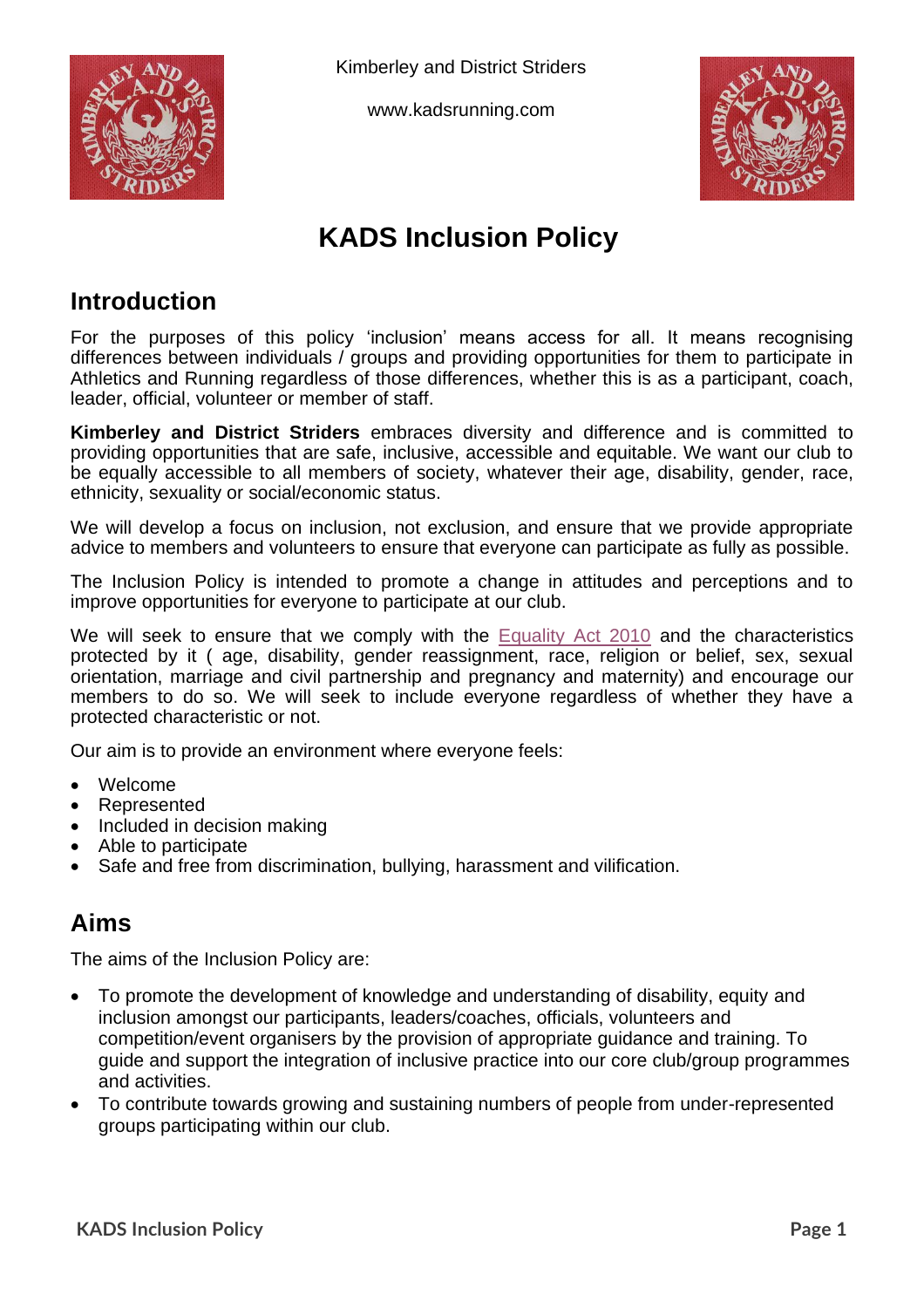Kimberley and District Striders

www.kadsrunning.com

# KADS Inclusion Policy

## Introduction

For the purposes of this policy 'inclusion' means access for all. It means recognising differences between individuals / groups and providing opportunities for them to participate in Athletics and Running regardless of those differences, whether this is as a participant, coach, leader, official, volunteer or member of staff.

**Kimberley and District Striders** embraces diversity and difference and is committed to providing opportunities that are safe, inclusive, accessible and equitable. We want our club to be equally accessible to all members of society, whatever their age, disability, gender, race, ethnicity, sexuality or social/economic status.

We will develop a focus on inclusion, not exclusion, and ensure that we provide appropriate advice to members and volunteers to ensure that everyone can participate as fully as possible.

The Inclusion Policy is intended to promote a change in attitudes and perceptions and to improve opportunities for everyone to participate at our club.

We will seek to ensure that we comply with the Equality Act 2010 and the characteristics protected by it ( age, disability, gender reassignment, race, religion or belief, sex, sexual orientation, marriage and civil partnership and pregnancy and maternity) and encourage our members to do so. We will seek to include everyone regardless of whether they have a protected characteristic or not.

Our aim is to provide an environment where everyone feels:

- Welcome
- Represented
- Included in decision making
- Able to participate
- Safe and free from discrimination, bullying, harassment and vilification.

## Aims

The aims of the Inclusion Policy are:

- To promote the development of knowledge and understanding of disability, equity and inclusion amongst our participants, leaders/coaches, officials, volunteers and competition/event organisers by the provision of appropriate guidance and training. To guide and support the integration of inclusive practice into our core club/group programmes and activities.
- To contribute towards growing and sustaining numbers of people from under-represented groups participating within our club.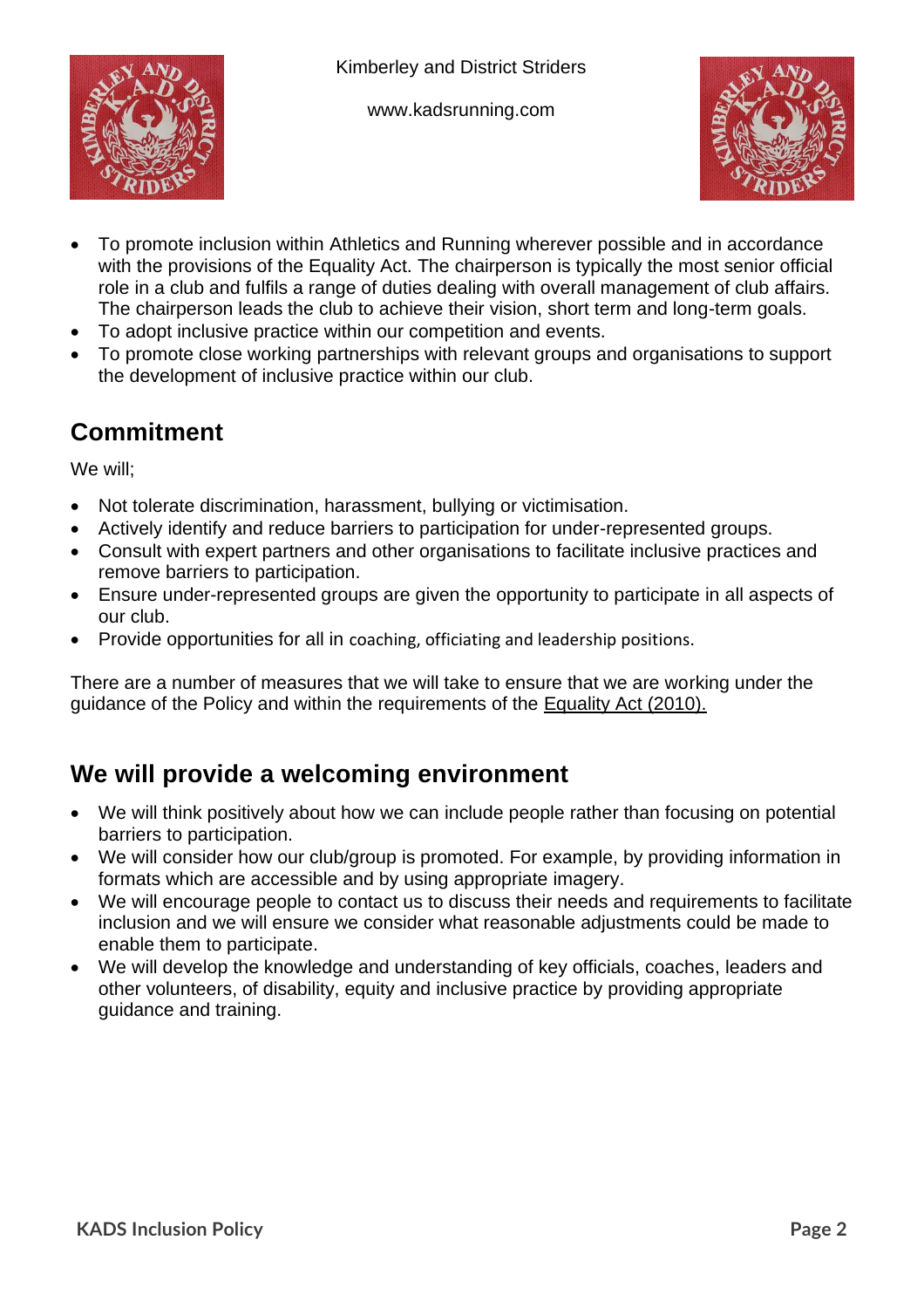- To promote inclusion within Athletics and Running wherever possible and in accordance with the provisions of the Equality Act. The chairperson is typically the most senior official role in a club and fulfils a range of duties dealing with overall management of club affairs. The chairperson leads the club to achieve their vision, short term and long-term goals.
- To adopt inclusive practice within our competition and events.
- To promote close working partnerships with relevant groups and organisations to support the development of inclusive practice within our club.

## Commitment

We will;

- Not tolerate discrimination, harassment, bullying or victimisation.
- Actively identify and reduce barriers to participation for under-represented groups.
- Consult with expert partners and other organisations to facilitate inclusive practices and remove barriers to participation.
- Ensure under-represented groups are given the opportunity to participate in all aspects of our club.
- Provide opportunities for all in coaching, officiating and leadership positions.

There are a number of measures that we will take to ensure that we are working under the guidance of the Policy and within the requirements of the Equality Act (2010).

## We will provide a welcoming environment

- We will think positively about how we can include people rather than focusing on potential barriers to participation.
- We will consider how our club/group is promoted. For example, by providing information in formats which are accessible and by using appropriate imagery.
- We will encourage people to contact us to discuss their needs and requirements to facilitate inclusion and we will ensure we consider what reasonable adjustments could be made to enable them to participate.
- We will develop the knowledge and understanding of key officials, coaches, leaders and other volunteers, of disability, equity and inclusive practice by providing appropriate guidance and training.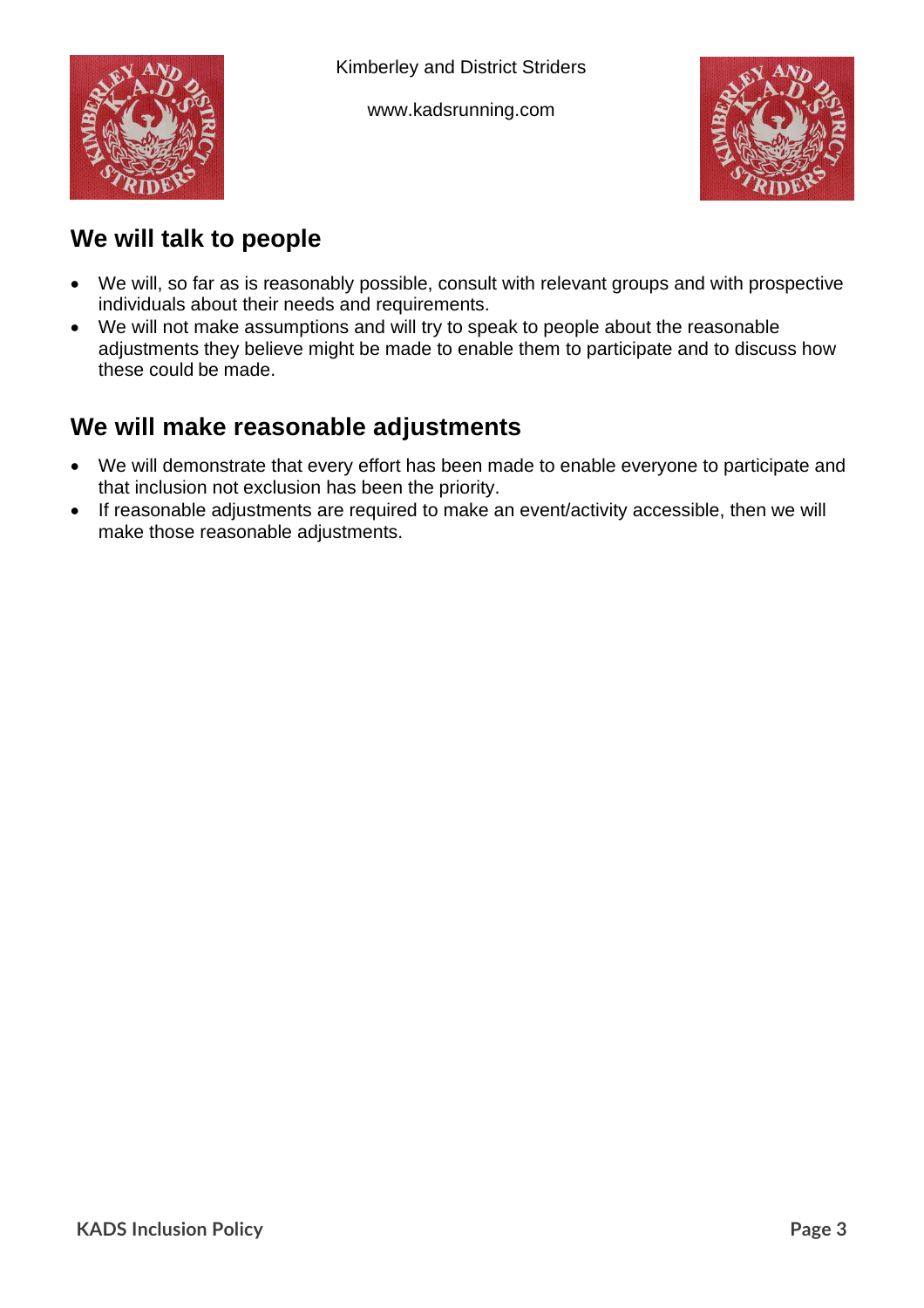## We will talk to people

- We will, so far as is reasonably possible, consult with relevant groups and with prospective individuals about their needs and requirements.
- We will not make assumptions and will try to speak to people about the reasonable adjustments they believe might be made to enable them to participate and to discuss how these could be made.

## We will make reasonable adjustments

- We will demonstrate that every effort has been made to enable everyone to participate and that inclusion not exclusion has been the priority.
- If reasonable adjustments are required to make an event/activity accessible, then we will make those reasonable adjustments.